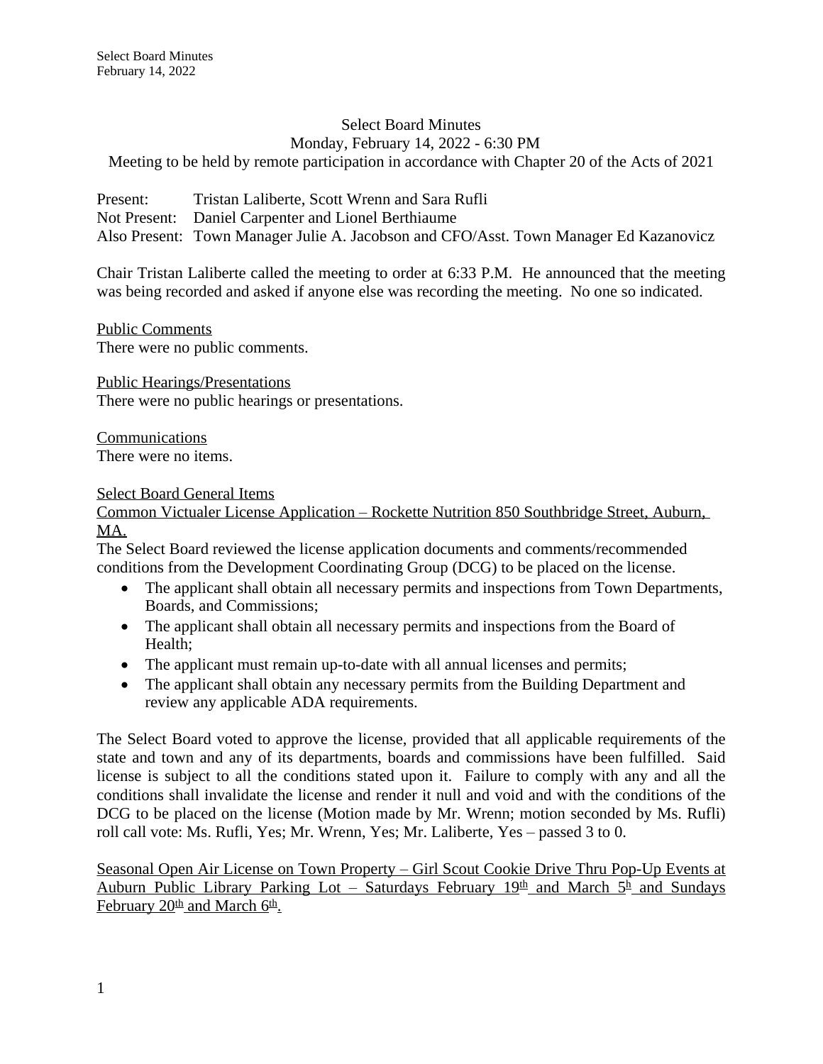# Select Board Minutes

Monday, February 14, 2022 - 6:30 PM

Meeting to be held by remote participation in accordance with Chapter 20 of the Acts of 2021

Present: Tristan Laliberte, Scott Wrenn and Sara Rufli
Not Present: Daniel Carpenter and Lionel Berthiaume
Also Present: Town Manager Julie A. Jacobson and CFO/Asst. Town Manager Ed Kazanovicz

Chair Tristan Laliberte called the meeting to order at 6:33 P.M. He announced that the meeting was being recorded and asked if anyone else was recording the meeting. No one so indicated.

Public Comments
There were no public comments.

Public Hearings/Presentations
There were no public hearings or presentations.

Communications
There were no items.

Select Board General Items
Common Victualer License Application – Rockette Nutrition 850 Southbridge Street, Auburn, MA.
The Select Board reviewed the license application documents and comments/recommended conditions from the Development Coordinating Group (DCG) to be placed on the license.

- The applicant shall obtain all necessary permits and inspections from Town Departments, Boards, and Commissions;
- The applicant shall obtain all necessary permits and inspections from the Board of Health;
- The applicant must remain up-to-date with all annual licenses and permits;
- The applicant shall obtain any necessary permits from the Building Department and review any applicable ADA requirements.

The Select Board voted to approve the license, provided that all applicable requirements of the state and town and any of its departments, boards and commissions have been fulfilled. Said license is subject to all the conditions stated upon it. Failure to comply with any and all the conditions shall invalidate the license and render it null and void and with the conditions of the DCG to be placed on the license (Motion made by Mr. Wrenn; motion seconded by Ms. Rufli) roll call vote: Ms. Rufli, Yes; Mr. Wrenn, Yes; Mr. Laliberte, Yes – passed 3 to 0.

Seasonal Open Air License on Town Property – Girl Scout Cookie Drive Thru Pop-Up Events at Auburn Public Library Parking Lot – Saturdays February 19th and March 5h and Sundays February 20th and March 6th.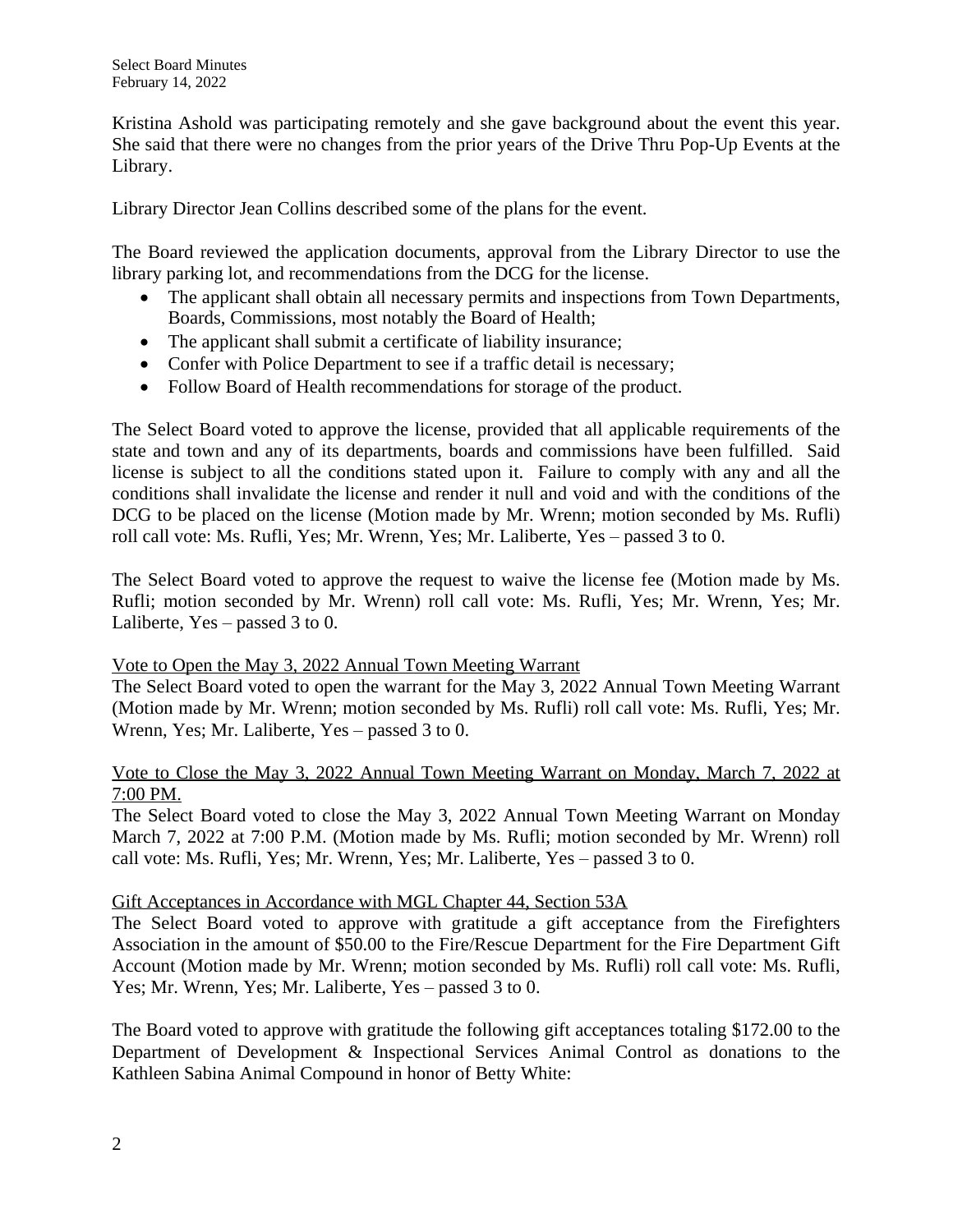Kristina Ashold was participating remotely and she gave background about the event this year. She said that there were no changes from the prior years of the Drive Thru Pop-Up Events at the Library.

Library Director Jean Collins described some of the plans for the event.

The Board reviewed the application documents, approval from the Library Director to use the library parking lot, and recommendations from the DCG for the license.

- The applicant shall obtain all necessary permits and inspections from Town Departments, Boards, Commissions, most notably the Board of Health;
- The applicant shall submit a certificate of liability insurance;
- Confer with Police Department to see if a traffic detail is necessary;
- Follow Board of Health recommendations for storage of the product.

The Select Board voted to approve the license, provided that all applicable requirements of the state and town and any of its departments, boards and commissions have been fulfilled. Said license is subject to all the conditions stated upon it. Failure to comply with any and all the conditions shall invalidate the license and render it null and void and with the conditions of the DCG to be placed on the license (Motion made by Mr. Wrenn; motion seconded by Ms. Rufli) roll call vote: Ms. Rufli, Yes; Mr. Wrenn, Yes; Mr. Laliberte, Yes – passed 3 to 0.

The Select Board voted to approve the request to waive the license fee (Motion made by Ms. Rufli; motion seconded by Mr. Wrenn) roll call vote: Ms. Rufli, Yes; Mr. Wrenn, Yes; Mr. Laliberte, Yes – passed 3 to 0.

Vote to Open the May 3, 2022 Annual Town Meeting Warrant

The Select Board voted to open the warrant for the May 3, 2022 Annual Town Meeting Warrant (Motion made by Mr. Wrenn; motion seconded by Ms. Rufli) roll call vote: Ms. Rufli, Yes; Mr. Wrenn, Yes; Mr. Laliberte, Yes – passed 3 to 0.

Vote to Close the May 3, 2022 Annual Town Meeting Warrant on Monday, March 7, 2022 at 7:00 PM.

The Select Board voted to close the May 3, 2022 Annual Town Meeting Warrant on Monday March 7, 2022 at 7:00 P.M. (Motion made by Ms. Rufli; motion seconded by Mr. Wrenn) roll call vote: Ms. Rufli, Yes; Mr. Wrenn, Yes; Mr. Laliberte, Yes – passed 3 to 0.

Gift Acceptances in Accordance with MGL Chapter 44, Section 53A

The Select Board voted to approve with gratitude a gift acceptance from the Firefighters Association in the amount of $50.00 to the Fire/Rescue Department for the Fire Department Gift Account (Motion made by Mr. Wrenn; motion seconded by Ms. Rufli) roll call vote: Ms. Rufli, Yes; Mr. Wrenn, Yes; Mr. Laliberte, Yes – passed 3 to 0.

The Board voted to approve with gratitude the following gift acceptances totaling $172.00 to the Department of Development & Inspectional Services Animal Control as donations to the Kathleen Sabina Animal Compound in honor of Betty White: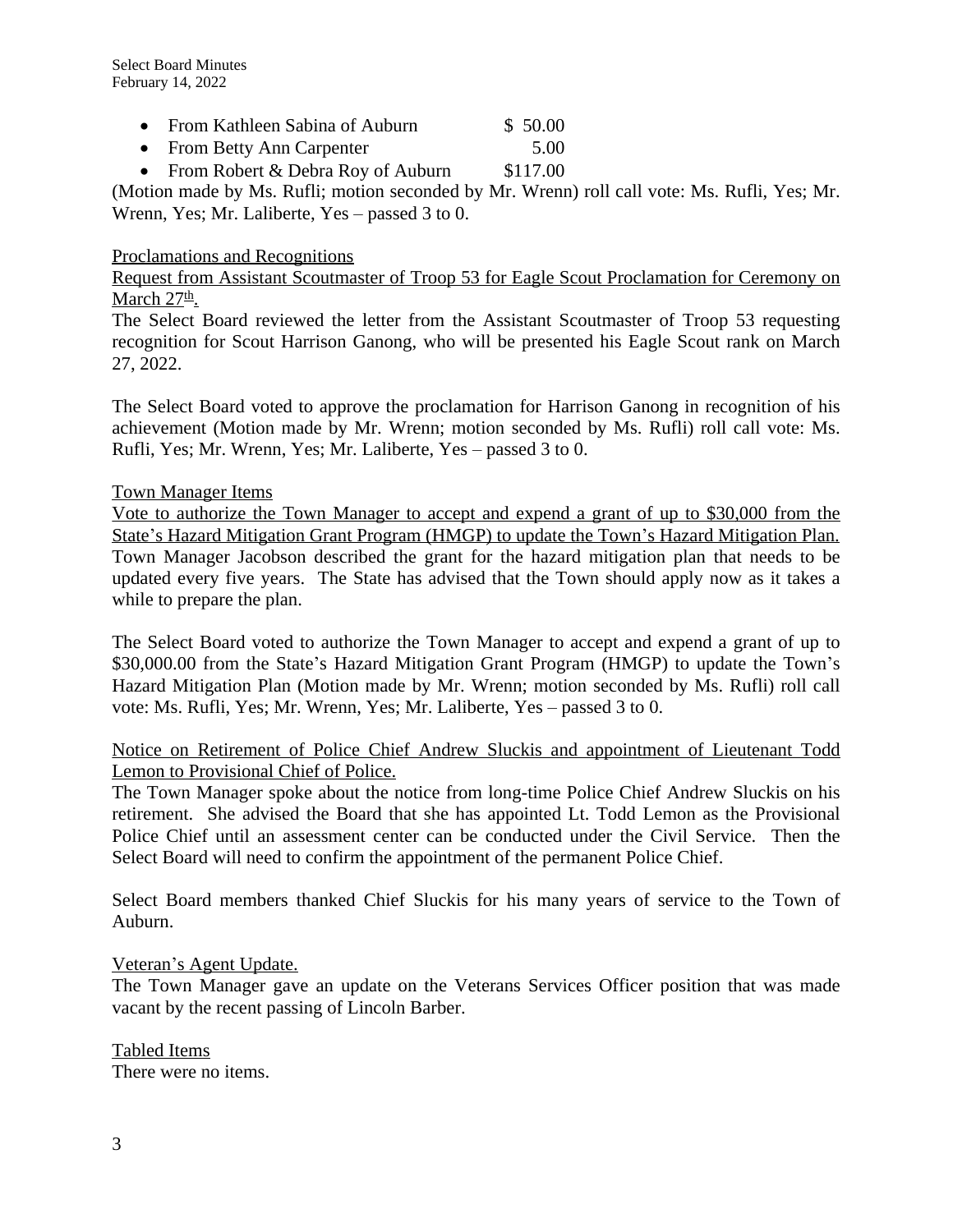- From Kathleen Sabina of Auburn $ 50.00
- From Betty Ann Carpenter 5.00
- From Robert & Debra Roy of Auburn $117.00

(Motion made by Ms. Rufli; motion seconded by Mr. Wrenn) roll call vote: Ms. Rufli, Yes; Mr. Wrenn, Yes; Mr. Laliberte, Yes – passed 3 to 0.

Proclamations and Recognitions

Request from Assistant Scoutmaster of Troop 53 for Eagle Scout Proclamation for Ceremony on March 27th.

The Select Board reviewed the letter from the Assistant Scoutmaster of Troop 53 requesting recognition for Scout Harrison Ganong, who will be presented his Eagle Scout rank on March 27, 2022.

The Select Board voted to approve the proclamation for Harrison Ganong in recognition of his achievement (Motion made by Mr. Wrenn; motion seconded by Ms. Rufli) roll call vote: Ms. Rufli, Yes; Mr. Wrenn, Yes; Mr. Laliberte, Yes – passed 3 to 0.

Town Manager Items

Vote to authorize the Town Manager to accept and expend a grant of up to $30,000 from the State's Hazard Mitigation Grant Program (HMGP) to update the Town's Hazard Mitigation Plan.

Town Manager Jacobson described the grant for the hazard mitigation plan that needs to be updated every five years. The State has advised that the Town should apply now as it takes a while to prepare the plan.

The Select Board voted to authorize the Town Manager to accept and expend a grant of up to $30,000.00 from the State's Hazard Mitigation Grant Program (HMGP) to update the Town's Hazard Mitigation Plan (Motion made by Mr. Wrenn; motion seconded by Ms. Rufli) roll call vote: Ms. Rufli, Yes; Mr. Wrenn, Yes; Mr. Laliberte, Yes – passed 3 to 0.

Notice on Retirement of Police Chief Andrew Sluckis and appointment of Lieutenant Todd Lemon to Provisional Chief of Police.

The Town Manager spoke about the notice from long-time Police Chief Andrew Sluckis on his retirement. She advised the Board that she has appointed Lt. Todd Lemon as the Provisional Police Chief until an assessment center can be conducted under the Civil Service. Then the Select Board will need to confirm the appointment of the permanent Police Chief.

Select Board members thanked Chief Sluckis for his many years of service to the Town of Auburn.

Veteran's Agent Update.

The Town Manager gave an update on the Veterans Services Officer position that was made vacant by the recent passing of Lincoln Barber.

Tabled Items

There were no items.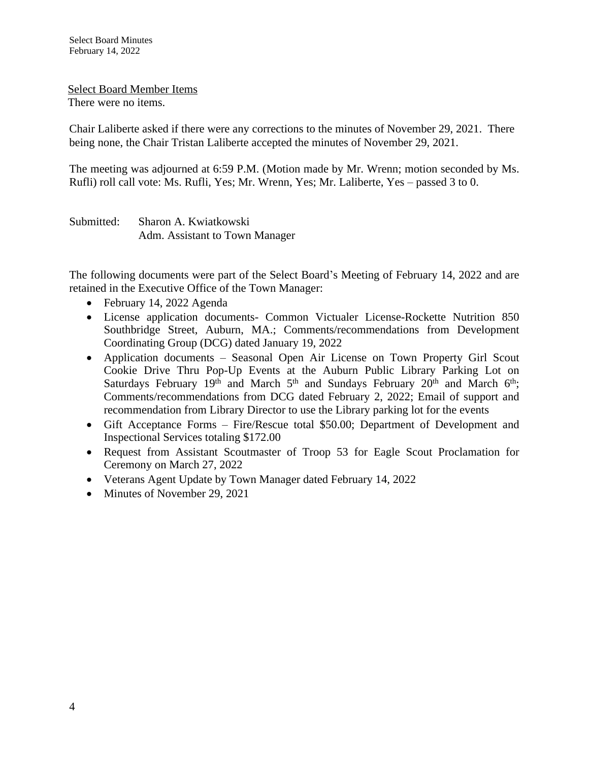Select Board Member Items

There were no items.

Chair Laliberte asked if there were any corrections to the minutes of November 29, 2021. There being none, the Chair Tristan Laliberte accepted the minutes of November 29, 2021.

The meeting was adjourned at 6:59 P.M. (Motion made by Mr. Wrenn; motion seconded by Ms. Rufli) roll call vote: Ms. Rufli, Yes; Mr. Wrenn, Yes; Mr. Laliberte, Yes – passed 3 to 0.

Submitted: Sharon A. Kwiatkowski
Adm. Assistant to Town Manager

The following documents were part of the Select Board's Meeting of February 14, 2022 and are retained in the Executive Office of the Town Manager:

- February 14, 2022 Agenda
- License application documents- Common Victualer License-Rockette Nutrition 850 Southbridge Street, Auburn, MA.; Comments/recommendations from Development Coordinating Group (DCG) dated January 19, 2022
- Application documents – Seasonal Open Air License on Town Property Girl Scout Cookie Drive Thru Pop-Up Events at the Auburn Public Library Parking Lot on Saturdays February 19th and March 5th and Sundays February 20th and March 6th; Comments/recommendations from DCG dated February 2, 2022; Email of support and recommendation from Library Director to use the Library parking lot for the events
- Gift Acceptance Forms – Fire/Rescue total $50.00; Department of Development and Inspectional Services totaling $172.00
- Request from Assistant Scoutmaster of Troop 53 for Eagle Scout Proclamation for Ceremony on March 27, 2022
- Veterans Agent Update by Town Manager dated February 14, 2022
- Minutes of November 29, 2021